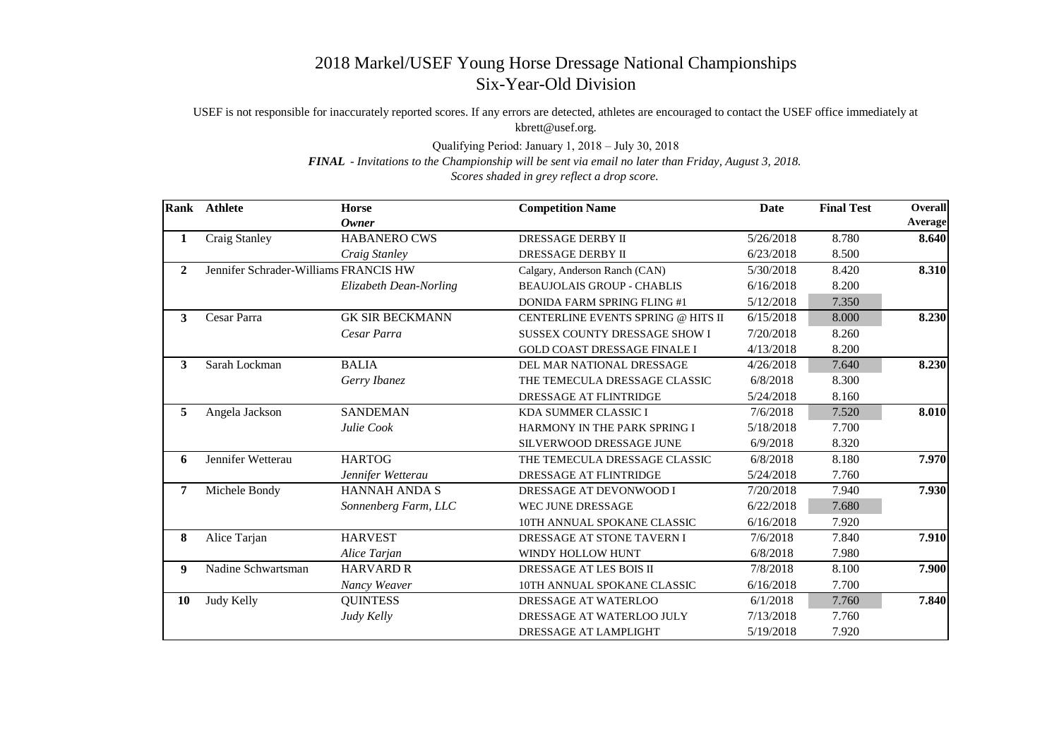# 2018 Markel/USEF Young Horse Dressage National Championships
## Six-Year-Old Division

USEF is not responsible for inaccurately reported scores. If any errors are detected, athletes are encouraged to contact the USEF office immediately at kbrett@usef.org.

Qualifying Period: January 1, 2018 – July 30, 2018

***FINAL*** *- Invitations to the Championship will be sent via email no later than Friday, August 3, 2018.*

*Scores shaded in grey reflect a drop score.*

| Rank | Athlete | Horse / *Owner* | Competition Name | Date | Final Test | Overall Average |
|---|---|---|---|---|---|---|
| **1** | Craig Stanley | HABANERO CWS | DRESSAGE DERBY II | 5/26/2018 | 8.780 | **8.640** |
| | | *Craig Stanley* | DRESSAGE DERBY II | 6/23/2018 | 8.500 | |
| **2** | Jennifer Schrader-Williams | FRANCIS HW | Calgary, Anderson Ranch (CAN) | 5/30/2018 | 8.420 | **8.310** |
| | | *Elizabeth Dean-Norling* | BEAUJOLAIS GROUP - CHABLIS | 6/16/2018 | 8.200 | |
| | | | DONIDA FARM SPRING FLING #1 | 5/12/2018 | 7.350 | |
| **3** | Cesar Parra | GK SIR BECKMANN | CENTERLINE EVENTS SPRING @ HITS II | 6/15/2018 | 8.000 | **8.230** |
| | | *Cesar Parra* | SUSSEX COUNTY DRESSAGE SHOW I | 7/20/2018 | 8.260 | |
| | | | GOLD COAST DRESSAGE FINALE I | 4/13/2018 | 8.200 | |
| **3** | Sarah Lockman | BALIA | DEL MAR NATIONAL DRESSAGE | 4/26/2018 | 7.640 | **8.230** |
| | | *Gerry Ibanez* | THE TEMECULA DRESSAGE CLASSIC | 6/8/2018 | 8.300 | |
| | | | DRESSAGE AT FLINTRIDGE | 5/24/2018 | 8.160 | |
| **5** | Angela Jackson | SANDEMAN | KDA SUMMER CLASSIC I | 7/6/2018 | 7.520 | **8.010** |
| | | *Julie Cook* | HARMONY IN THE PARK SPRING I | 5/18/2018 | 7.700 | |
| | | | SILVERWOOD DRESSAGE JUNE | 6/9/2018 | 8.320 | |
| **6** | Jennifer Wetterau | HARTOG | THE TEMECULA DRESSAGE CLASSIC | 6/8/2018 | 8.180 | **7.970** |
| | | *Jennifer Wetterau* | DRESSAGE AT FLINTRIDGE | 5/24/2018 | 7.760 | |
| **7** | Michele Bondy | HANNAH ANDA S | DRESSAGE AT DEVONWOOD I | 7/20/2018 | 7.940 | **7.930** |
| | | *Sonnenberg Farm, LLC* | WEC JUNE DRESSAGE | 6/22/2018 | 7.680 | |
| | | | 10TH ANNUAL SPOKANE CLASSIC | 6/16/2018 | 7.920 | |
| **8** | Alice Tarjan | HARVEST | DRESSAGE AT STONE TAVERN I | 7/6/2018 | 7.840 | **7.910** |
| | | *Alice Tarjan* | WINDY HOLLOW HUNT | 6/8/2018 | 7.980 | |
| **9** | Nadine Schwartsman | HARVARD R | DRESSAGE AT LES BOIS II | 7/8/2018 | 8.100 | **7.900** |
| | | *Nancy Weaver* | 10TH ANNUAL SPOKANE CLASSIC | 6/16/2018 | 7.700 | |
| **10** | Judy Kelly | QUINTESS | DRESSAGE AT WATERLOO | 6/1/2018 | 7.760 | **7.840** |
| | | *Judy Kelly* | DRESSAGE AT WATERLOO JULY | 7/13/2018 | 7.760 | |
| | | | DRESSAGE AT LAMPLIGHT | 5/19/2018 | 7.920 | |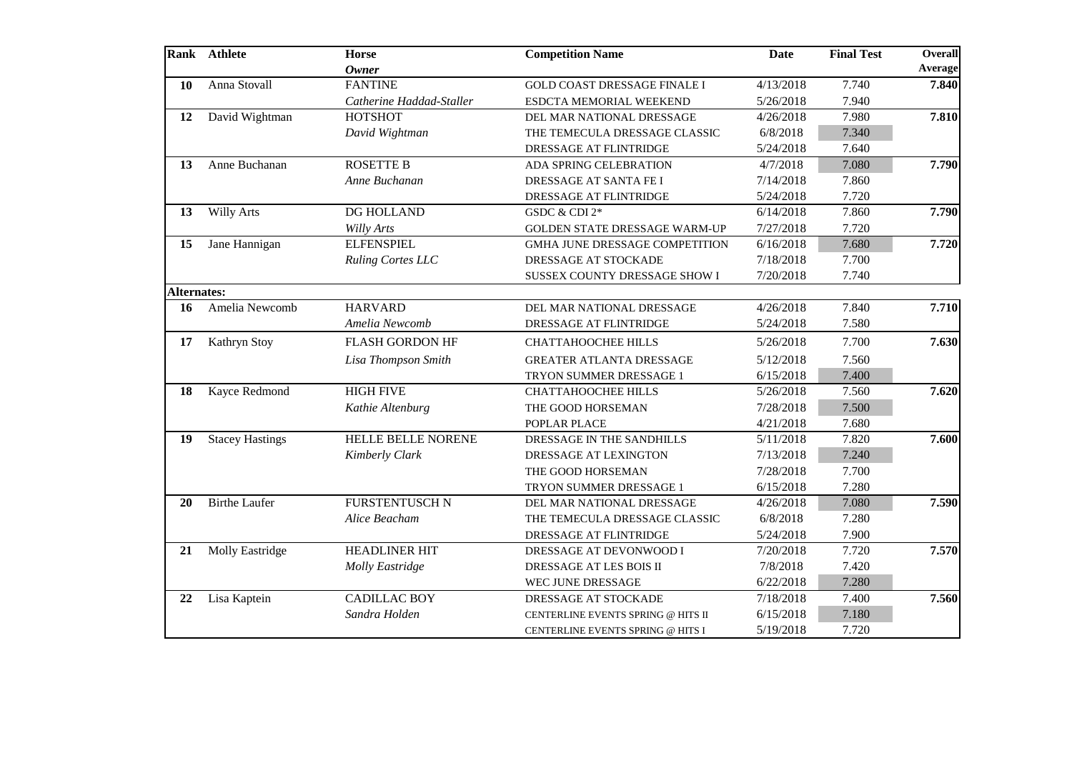| Rank | Athlete | Horse<br>*Owner* | Competition Name | Date | Final Test | Overall Average |
|---|---|---|---|---|---|---|
| **10** | Anna Stovall | FANTINE | GOLD COAST DRESSAGE FINALE I | 4/13/2018 | 7.740 | **7.840** |
| | | *Catherine Haddad-Staller* | ESDCTA MEMORIAL WEEKEND | 5/26/2018 | 7.940 | |
| **12** | David Wightman | HOTSHOT | DEL MAR NATIONAL DRESSAGE | 4/26/2018 | 7.980 | **7.810** |
| | | *David Wightman* | THE TEMECULA DRESSAGE CLASSIC | 6/8/2018 | 7.340 | |
| | | | DRESSAGE AT FLINTRIDGE | 5/24/2018 | 7.640 | |
| **13** | Anne Buchanan | ROSETTE B | ADA SPRING CELEBRATION | 4/7/2018 | 7.080 | **7.790** |
| | | *Anne Buchanan* | DRESSAGE AT SANTA FE I | 7/14/2018 | 7.860 | |
| | | | DRESSAGE AT FLINTRIDGE | 5/24/2018 | 7.720 | |
| **13** | Willy Arts | DG HOLLAND | GSDC & CDI 2* | 6/14/2018 | 7.860 | **7.790** |
| | | *Willy Arts* | GOLDEN STATE DRESSAGE WARM-UP | 7/27/2018 | 7.720 | |
| **15** | Jane Hannigan | ELFENSPIEL | GMHA JUNE DRESSAGE COMPETITION | 6/16/2018 | 7.680 | **7.720** |
| | | *Ruling Cortes LLC* | DRESSAGE AT STOCKADE | 7/18/2018 | 7.700 | |
| | | | SUSSEX COUNTY DRESSAGE SHOW I | 7/20/2018 | 7.740 | |
| **Alternates:** | | | | | | |
| **16** | Amelia Newcomb | HARVARD | DEL MAR NATIONAL DRESSAGE | 4/26/2018 | 7.840 | **7.710** |
| | | *Amelia Newcomb* | DRESSAGE AT FLINTRIDGE | 5/24/2018 | 7.580 | |
| **17** | Kathryn Stoy | FLASH GORDON HF | CHATTAHOOCHEE HILLS | 5/26/2018 | 7.700 | **7.630** |
| | | *Lisa Thompson Smith* | GREATER ATLANTA DRESSAGE | 5/12/2018 | 7.560 | |
| | | | TRYON SUMMER DRESSAGE 1 | 6/15/2018 | 7.400 | |
| **18** | Kayce Redmond | HIGH FIVE | CHATTAHOOCHEE HILLS | 5/26/2018 | 7.560 | **7.620** |
| | | *Kathie Altenburg* | THE GOOD HORSEMAN | 7/28/2018 | 7.500 | |
| | | | POPLAR PLACE | 4/21/2018 | 7.680 | |
| **19** | Stacey Hastings | HELLE BELLE NORENE | DRESSAGE IN THE SANDHILLS | 5/11/2018 | 7.820 | **7.600** |
| | | *Kimberly Clark* | DRESSAGE AT LEXINGTON | 7/13/2018 | 7.240 | |
| | | | THE GOOD HORSEMAN | 7/28/2018 | 7.700 | |
| | | | TRYON SUMMER DRESSAGE 1 | 6/15/2018 | 7.280 | |
| **20** | Birthe Laufer | FURSTENTUSCH N | DEL MAR NATIONAL DRESSAGE | 4/26/2018 | 7.080 | **7.590** |
| | | *Alice Beacham* | THE TEMECULA DRESSAGE CLASSIC | 6/8/2018 | 7.280 | |
| | | | DRESSAGE AT FLINTRIDGE | 5/24/2018 | 7.900 | |
| **21** | Molly Eastridge | HEADLINER HIT | DRESSAGE AT DEVONWOOD I | 7/20/2018 | 7.720 | **7.570** |
| | | *Molly Eastridge* | DRESSAGE AT LES BOIS II | 7/8/2018 | 7.420 | |
| | | | WEC JUNE DRESSAGE | 6/22/2018 | 7.280 | |
| **22** | Lisa Kaptein | CADILLAC BOY | DRESSAGE AT STOCKADE | 7/18/2018 | 7.400 | **7.560** |
| | | *Sandra Holden* | CENTERLINE EVENTS SPRING @ HITS II | 6/15/2018 | 7.180 | |
| | | | CENTERLINE EVENTS SPRING @ HITS I | 5/19/2018 | 7.720 | |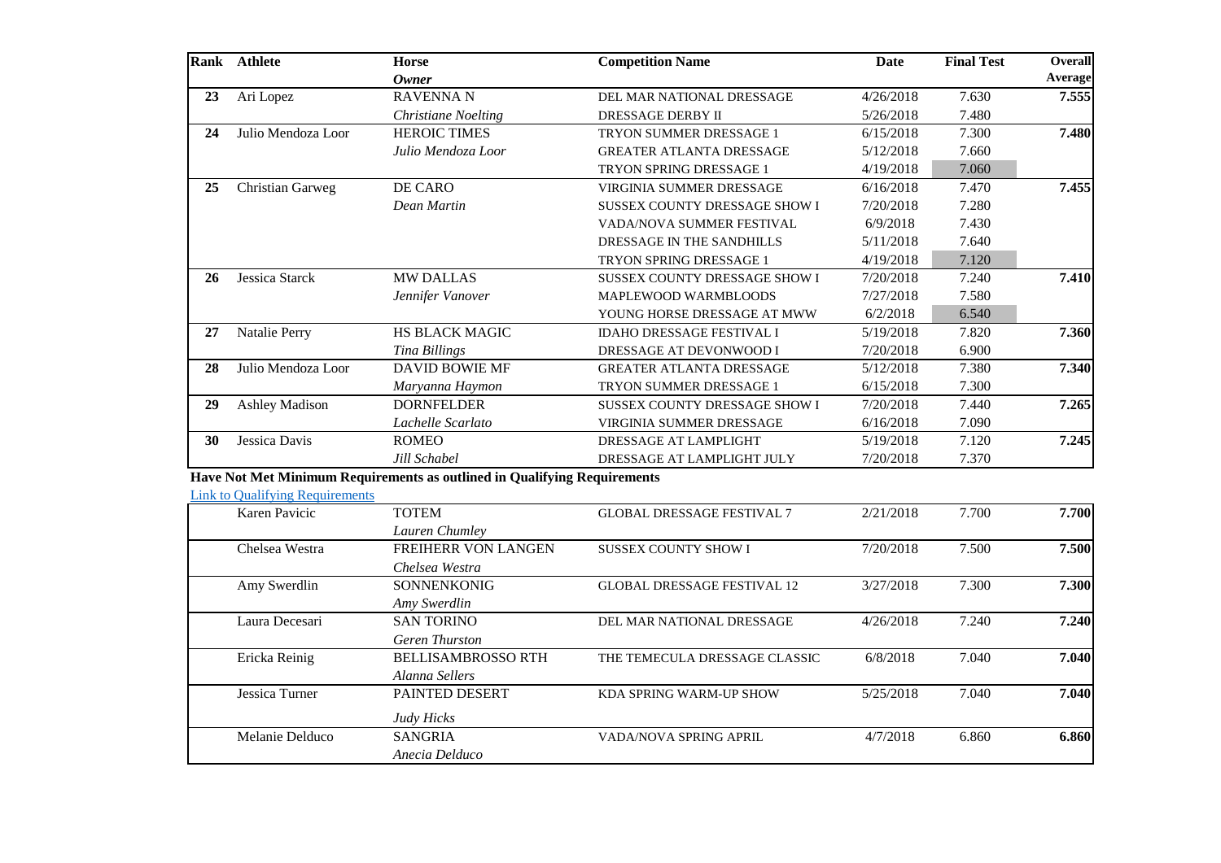| Rank | Athlete | Horse / *Owner* | Competition Name | Date | Final Test | Overall Average |
|---|---|---|---|---|---|---|
| 23 | Ari Lopez | RAVENNA N | DEL MAR NATIONAL DRESSAGE | 4/26/2018 | 7.630 | 7.555 |
| | | *Christiane Noelting* | DRESSAGE DERBY II | 5/26/2018 | 7.480 | |
| 24 | Julio Mendoza Loor | HEROIC TIMES | TRYON SUMMER DRESSAGE 1 | 6/15/2018 | 7.300 | 7.480 |
| | | *Julio Mendoza Loor* | GREATER ATLANTA DRESSAGE | 5/12/2018 | 7.660 | |
| | | | TRYON SPRING DRESSAGE 1 | 4/19/2018 | 7.060 | |
| 25 | Christian Garweg | DE CARO | VIRGINIA SUMMER DRESSAGE | 6/16/2018 | 7.470 | 7.455 |
| | | *Dean Martin* | SUSSEX COUNTY DRESSAGE SHOW I | 7/20/2018 | 7.280 | |
| | | | VADA/NOVA SUMMER FESTIVAL | 6/9/2018 | 7.430 | |
| | | | DRESSAGE IN THE SANDHILLS | 5/11/2018 | 7.640 | |
| | | | TRYON SPRING DRESSAGE 1 | 4/19/2018 | 7.120 | |
| 26 | Jessica Starck | MW DALLAS | SUSSEX COUNTY DRESSAGE SHOW I | 7/20/2018 | 7.240 | 7.410 |
| | | *Jennifer Vanover* | MAPLEWOOD WARMBLOODS | 7/27/2018 | 7.580 | |
| | | | YOUNG HORSE DRESSAGE AT MWW | 6/2/2018 | 6.540 | |
| 27 | Natalie Perry | HS BLACK MAGIC | IDAHO DRESSAGE FESTIVAL I | 5/19/2018 | 7.820 | 7.360 |
| | | *Tina Billings* | DRESSAGE AT DEVONWOOD I | 7/20/2018 | 6.900 | |
| 28 | Julio Mendoza Loor | DAVID BOWIE MF | GREATER ATLANTA DRESSAGE | 5/12/2018 | 7.380 | 7.340 |
| | | *Maryanna Haymon* | TRYON SUMMER DRESSAGE 1 | 6/15/2018 | 7.300 | |
| 29 | Ashley Madison | DORNFELDER | SUSSEX COUNTY DRESSAGE SHOW I | 7/20/2018 | 7.440 | 7.265 |
| | | *Lachelle Scarlato* | VIRGINIA SUMMER DRESSAGE | 6/16/2018 | 7.090 | |
| 30 | Jessica Davis | ROMEO | DRESSAGE AT LAMPLIGHT | 5/19/2018 | 7.120 | 7.245 |
| | | *Jill Schabel* | DRESSAGE AT LAMPLIGHT JULY | 7/20/2018 | 7.370 | |

**Have Not Met Minimum Requirements as outlined in Qualifying Requirements**

[Link to Qualifying Requirements]

| | Athlete | Horse / *Owner* | Competition Name | Date | Final Test | Overall Average |
|---|---|---|---|---|---|---|
| | Karen Pavicic | TOTEM | GLOBAL DRESSAGE FESTIVAL 7 | 2/21/2018 | 7.700 | 7.700 |
| | | *Lauren Chumley* | | | | |
| | Chelsea Westra | FREIHERR VON LANGEN | SUSSEX COUNTY SHOW I | 7/20/2018 | 7.500 | 7.500 |
| | | *Chelsea Westra* | | | | |
| | Amy Swerdlin | SONNENKONIG | GLOBAL DRESSAGE FESTIVAL 12 | 3/27/2018 | 7.300 | 7.300 |
| | | *Amy Swerdlin* | | | | |
| | Laura Decesari | SAN TORINO | DEL MAR NATIONAL DRESSAGE | 4/26/2018 | 7.240 | 7.240 |
| | | *Geren Thurston* | | | | |
| | Ericka Reinig | BELLISAMBROSSO RTH | THE TEMECULA DRESSAGE CLASSIC | 6/8/2018 | 7.040 | 7.040 |
| | | *Alanna Sellers* | | | | |
| | Jessica Turner | PAINTED DESERT | KDA SPRING WARM-UP SHOW | 5/25/2018 | 7.040 | 7.040 |
| | | *Judy Hicks* | | | | |
| | Melanie Delduco | SANGRIA | VADA/NOVA SPRING APRIL | 4/7/2018 | 6.860 | 6.860 |
| | | *Anecia Delduco* | | | | |